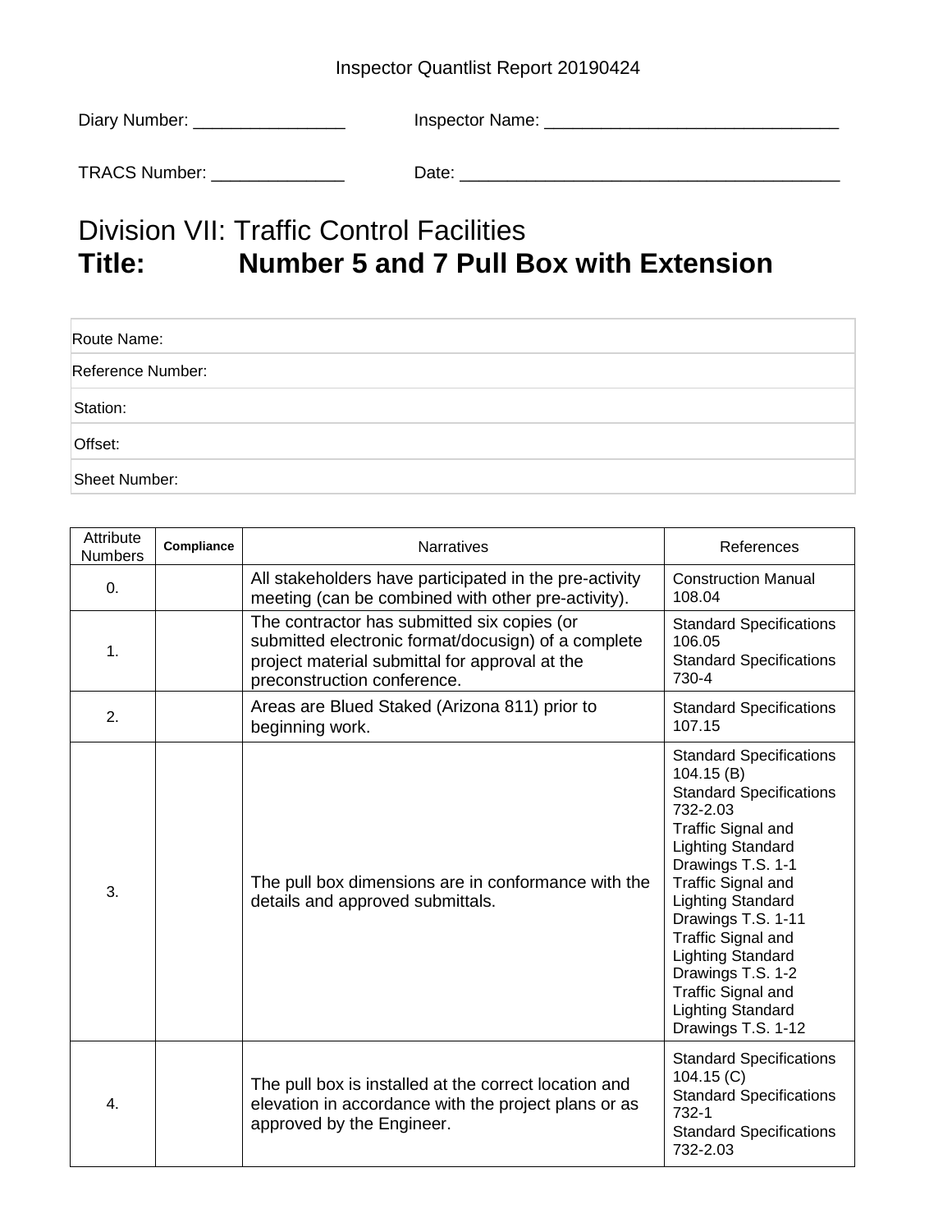Inspector Quantlist Report 20190424

Diary Number: ________________ Inspector Name: _______________________________

TRACS Number: ______________ Date: ________________________________________

# Division VII: Traffic Control Facilities

# Title: Number 5 and 7 Pull Box with Extension

| Route Name: |
|---|
| Reference Number: |
| Station: |
| Offset: |
| Sheet Number: |

| Attribute Numbers | Compliance | Narratives | References |
|---|---|---|---|
| 0. | | All stakeholders have participated in the pre-activity meeting (can be combined with other pre-activity). | Construction Manual 108.04 |
| 1. | | The contractor has submitted six copies (or submitted electronic format/docusign) of a complete project material submittal for approval at the preconstruction conference. | Standard Specifications 106.05<br>Standard Specifications 730-4 |
| 2. | | Areas are Blued Staked (Arizona 811) prior to beginning work. | Standard Specifications 107.15 |
| 3. | | The pull box dimensions are in conformance with the details and approved submittals. | Standard Specifications 104.15 (B)<br>Standard Specifications 732-2.03<br>Traffic Signal and Lighting Standard Drawings T.S. 1-1<br>Traffic Signal and Lighting Standard Drawings T.S. 1-11<br>Traffic Signal and Lighting Standard Drawings T.S. 1-2<br>Traffic Signal and Lighting Standard Drawings T.S. 1-12 |
| 4. | | The pull box is installed at the correct location and elevation in accordance with the project plans or as approved by the Engineer. | Standard Specifications 104.15 (C)<br>Standard Specifications 732-1<br>Standard Specifications 732-2.03 |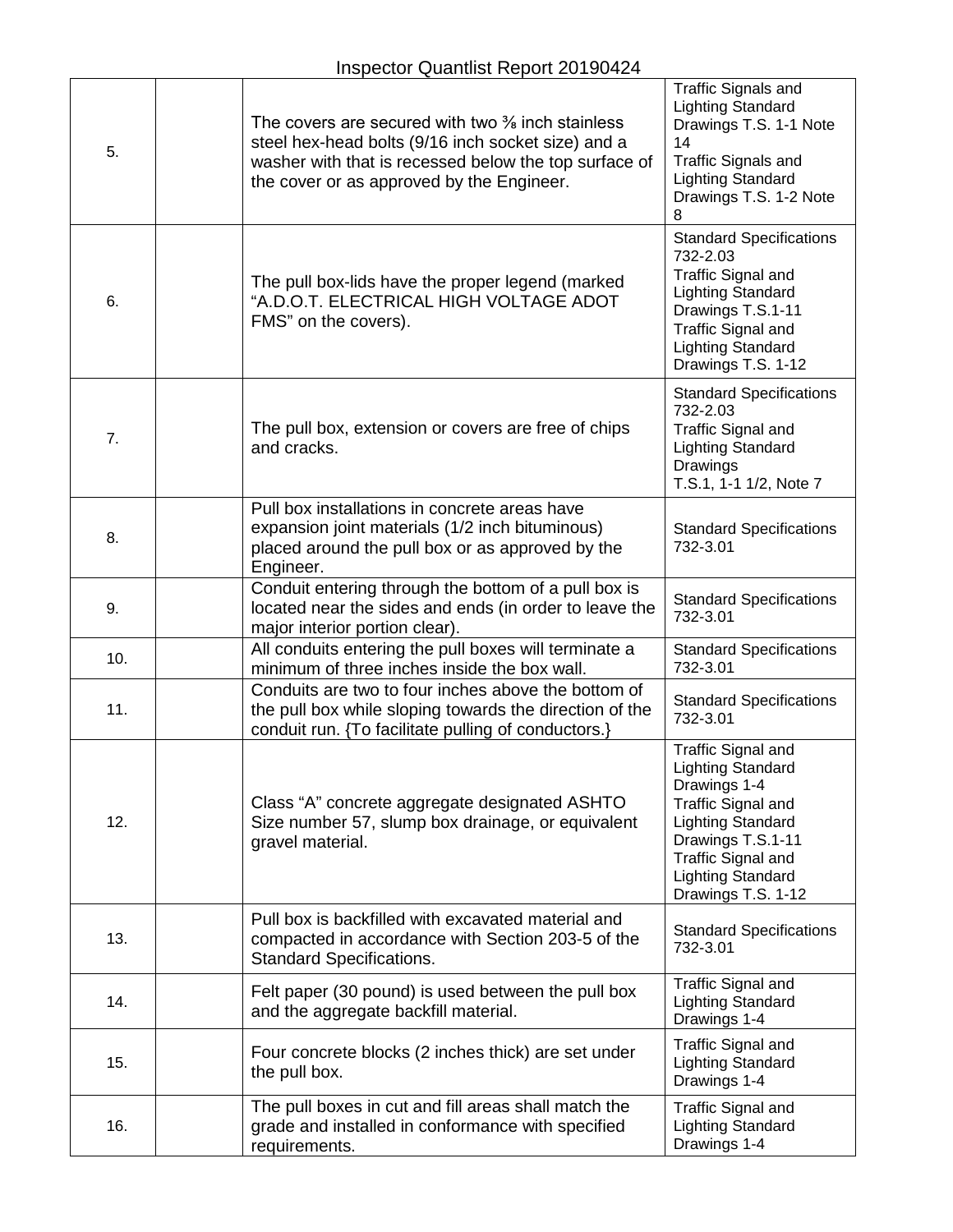Inspector Quantlist Report 20190424

| | | | |
|---|---|---|---|
| 5. | | The covers are secured with two ⅜ inch stainless steel hex-head bolts (9/16 inch socket size) and a washer with that is recessed below the top surface of the cover or as approved by the Engineer. | Traffic Signals and Lighting Standard Drawings T.S. 1-1 Note 14<br>Traffic Signals and Lighting Standard Drawings T.S. 1-2 Note 8 |
| 6. | | The pull box-lids have the proper legend (marked "A.D.O.T. ELECTRICAL HIGH VOLTAGE ADOT FMS" on the covers). | Standard Specifications 732-2.03<br>Traffic Signal and Lighting Standard Drawings T.S.1-11<br>Traffic Signal and Lighting Standard Drawings T.S. 1-12 |
| 7. | | The pull box, extension or covers are free of chips and cracks. | Standard Specifications 732-2.03<br>Traffic Signal and Lighting Standard Drawings<br>T.S.1, 1-1 1/2, Note 7 |
| 8. | | Pull box installations in concrete areas have expansion joint materials (1/2 inch bituminous) placed around the pull box or as approved by the Engineer. | Standard Specifications 732-3.01 |
| 9. | | Conduit entering through the bottom of a pull box is located near the sides and ends (in order to leave the major interior portion clear). | Standard Specifications 732-3.01 |
| 10. | | All conduits entering the pull boxes will terminate a minimum of three inches inside the box wall. | Standard Specifications 732-3.01 |
| 11. | | Conduits are two to four inches above the bottom of the pull box while sloping towards the direction of the conduit run. {To facilitate pulling of conductors.} | Standard Specifications 732-3.01 |
| 12. | | Class "A" concrete aggregate designated ASHTO Size number 57, slump box drainage, or equivalent gravel material. | Traffic Signal and Lighting Standard Drawings 1-4<br>Traffic Signal and Lighting Standard Drawings T.S.1-11<br>Traffic Signal and Lighting Standard Drawings T.S. 1-12 |
| 13. | | Pull box is backfilled with excavated material and compacted in accordance with Section 203-5 of the Standard Specifications. | Standard Specifications 732-3.01 |
| 14. | | Felt paper (30 pound) is used between the pull box and the aggregate backfill material. | Traffic Signal and Lighting Standard Drawings 1-4 |
| 15. | | Four concrete blocks (2 inches thick) are set under the pull box. | Traffic Signal and Lighting Standard Drawings 1-4 |
| 16. | | The pull boxes in cut and fill areas shall match the grade and installed in conformance with specified requirements. | Traffic Signal and Lighting Standard Drawings 1-4 |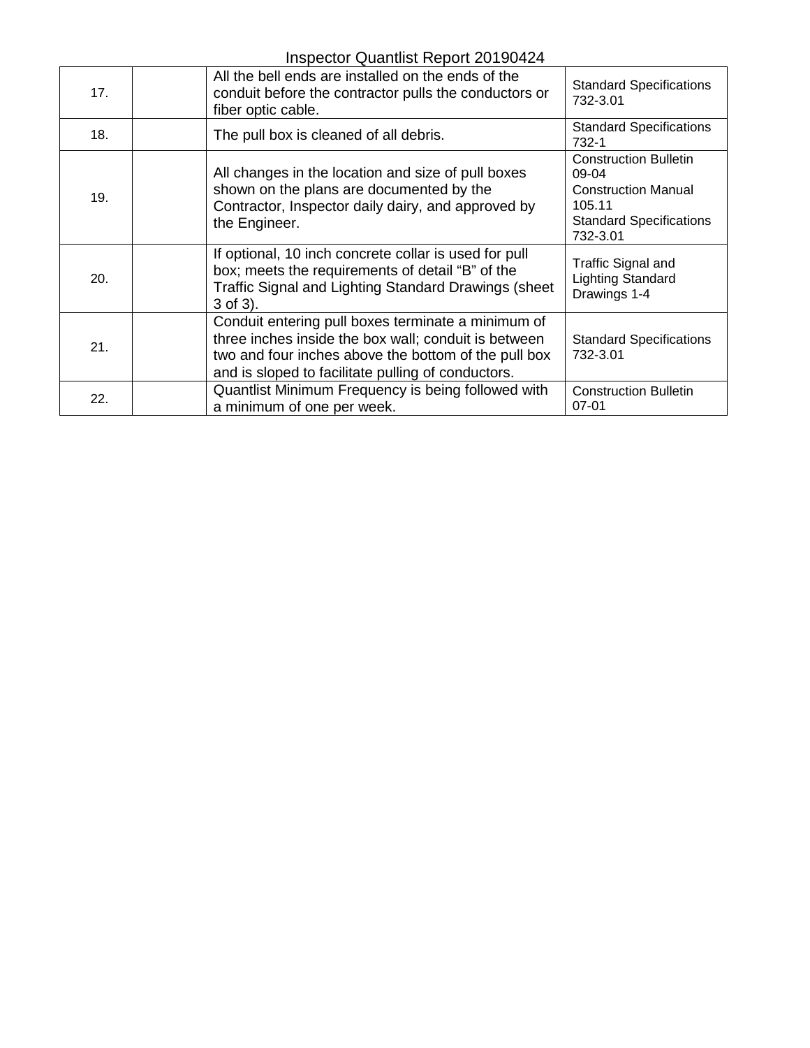| | | | |
|---|---|---|---|
| 17. | | All the bell ends are installed on the ends of the conduit before the contractor pulls the conductors or fiber optic cable. | Standard Specifications 732-3.01 |
| 18. | | The pull box is cleaned of all debris. | Standard Specifications 732-1 |
| 19. | | All changes in the location and size of pull boxes shown on the plans are documented by the Contractor, Inspector daily dairy, and approved by the Engineer. | Construction Bulletin 09-04<br>Construction Manual 105.11<br>Standard Specifications 732-3.01 |
| 20. | | If optional, 10 inch concrete collar is used for pull box; meets the requirements of detail “B” of the Traffic Signal and Lighting Standard Drawings (sheet 3 of 3). | Traffic Signal and Lighting Standard Drawings 1-4 |
| 21. | | Conduit entering pull boxes terminate a minimum of three inches inside the box wall; conduit is between two and four inches above the bottom of the pull box and is sloped to facilitate pulling of conductors. | Standard Specifications 732-3.01 |
| 22. | | Quantlist Minimum Frequency is being followed with a minimum of one per week. | Construction Bulletin 07-01 |